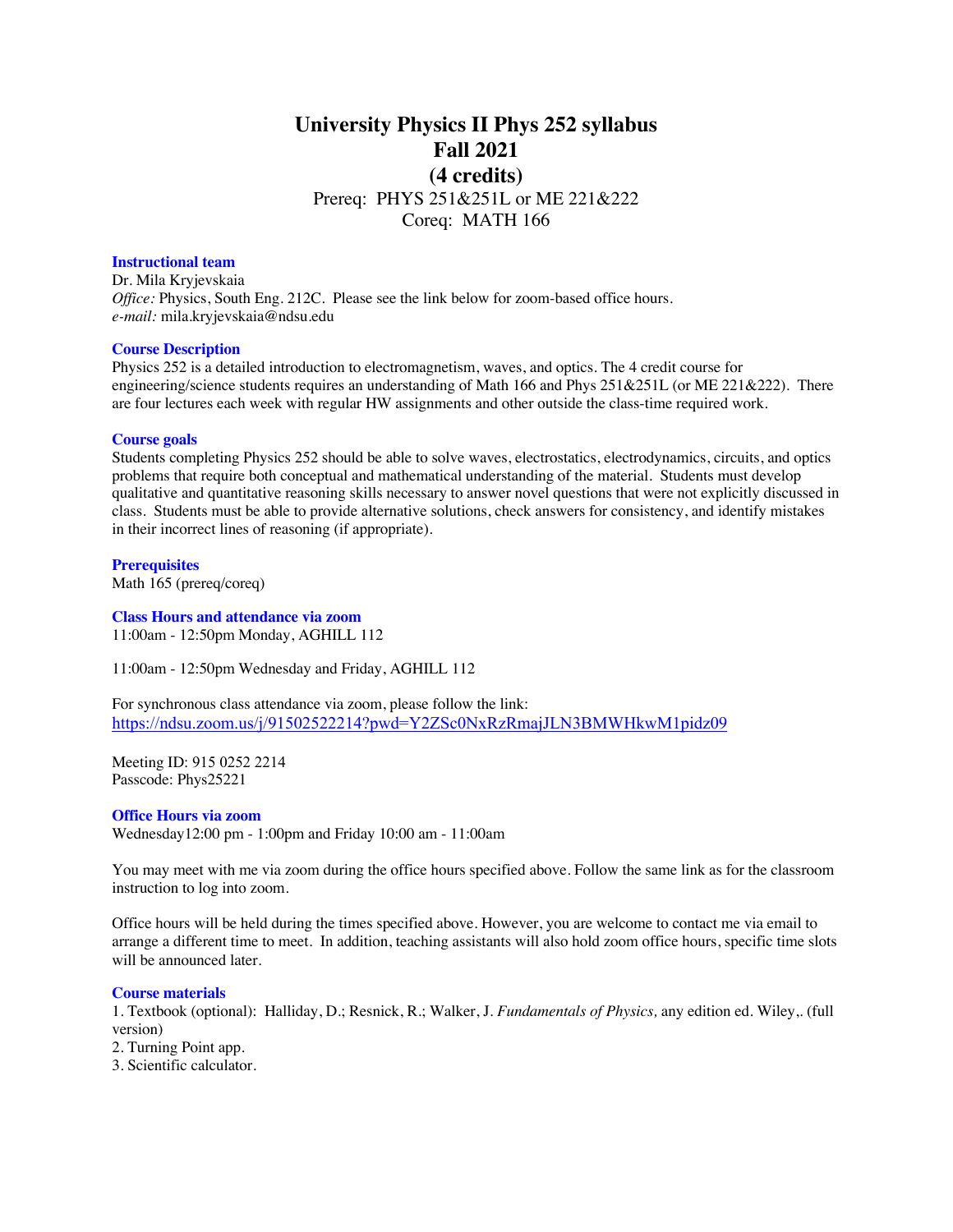# University Physics II Phys 252 syllabus
# Fall 2021
# (4 credits)

Prereq: PHYS 251&251L or ME 221&222
Coreq: MATH 166

### Instructional team

Dr. Mila Kryjevskaia
*Office:* Physics, South Eng. 212C. Please see the link below for zoom-based office hours.
*e-mail:* mila.kryjevskaia@ndsu.edu

### Course Description

Physics 252 is a detailed introduction to electromagnetism, waves, and optics. The 4 credit course for engineering/science students requires an understanding of Math 166 and Phys 251&251L (or ME 221&222). There are four lectures each week with regular HW assignments and other outside the class-time required work.

### Course goals

Students completing Physics 252 should be able to solve waves, electrostatics, electrodynamics, circuits, and optics problems that require both conceptual and mathematical understanding of the material. Students must develop qualitative and quantitative reasoning skills necessary to answer novel questions that were not explicitly discussed in class. Students must be able to provide alternative solutions, check answers for consistency, and identify mistakes in their incorrect lines of reasoning (if appropriate).

### Prerequisites

Math 165 (prereq/coreq)

### Class Hours and attendance via zoom

11:00am - 12:50pm Monday, AGHILL 112

11:00am - 12:50pm Wednesday and Friday, AGHILL 112

For synchronous class attendance via zoom, please follow the link:
https://ndsu.zoom.us/j/91502522214?pwd=Y2ZSc0NxRzRmajJLN3BMWHkwM1pidz09

Meeting ID: 915 0252 2214
Passcode: Phys25221

### Office Hours via zoom

Wednesday12:00 pm - 1:00pm and Friday 10:00 am - 11:00am

You may meet with me via zoom during the office hours specified above. Follow the same link as for the classroom instruction to log into zoom.

Office hours will be held during the times specified above. However, you are welcome to contact me via email to arrange a different time to meet. In addition, teaching assistants will also hold zoom office hours, specific time slots will be announced later.

### Course materials

1. Textbook (optional): Halliday, D.; Resnick, R.; Walker, J. *Fundamentals of Physics,* any edition ed. Wiley,. (full version)
2. Turning Point app.
3. Scientific calculator.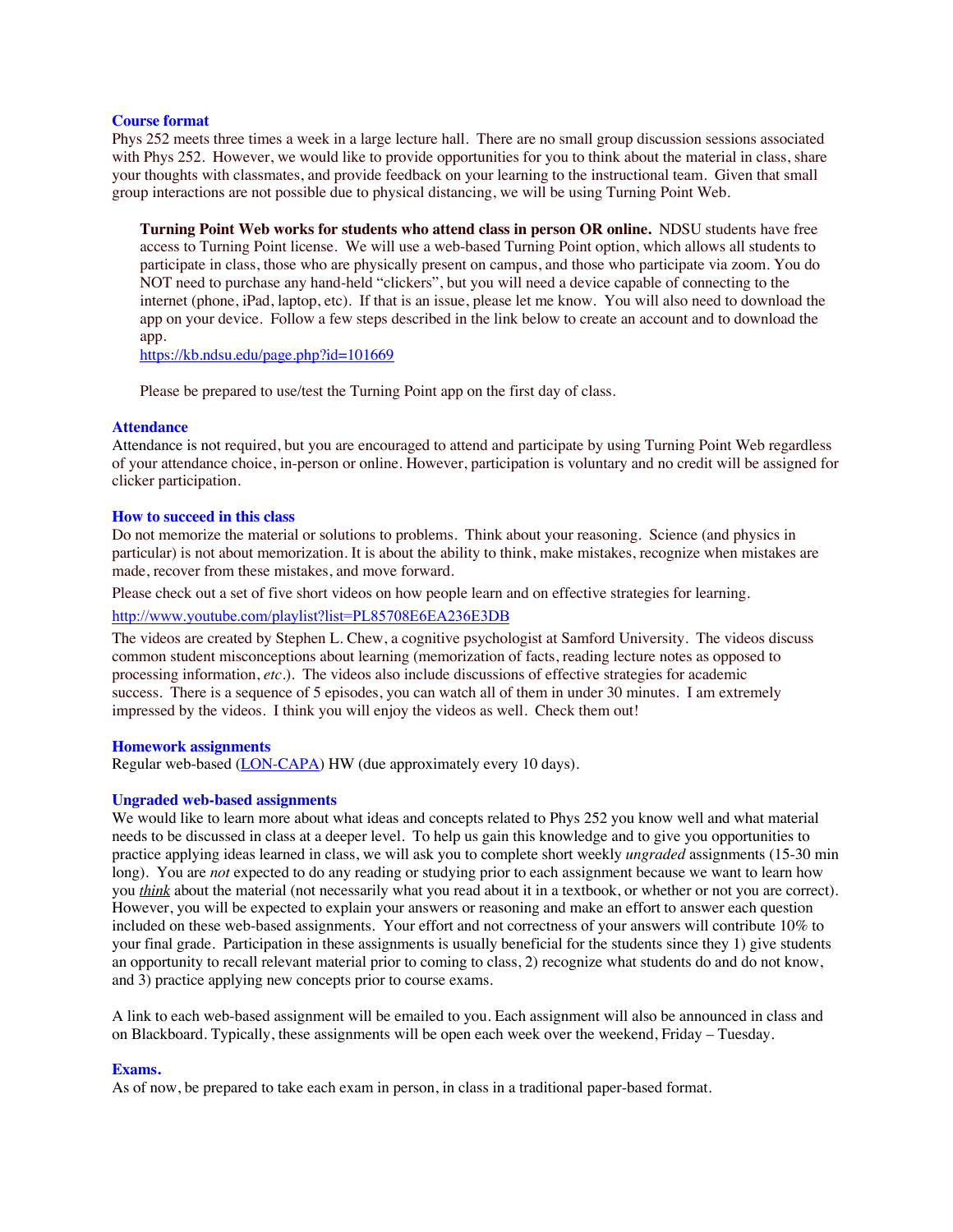### Course format

Phys 252 meets three times a week in a large lecture hall. There are no small group discussion sessions associated with Phys 252. However, we would like to provide opportunities for you to think about the material in class, share your thoughts with classmates, and provide feedback on your learning to the instructional team. Given that small group interactions are not possible due to physical distancing, we will be using Turning Point Web.

> **Turning Point Web works for students who attend class in person OR online.** NDSU students have free access to Turning Point license. We will use a web-based Turning Point option, which allows all students to participate in class, those who are physically present on campus, and those who participate via zoom. You do NOT need to purchase any hand-held "clickers", but you will need a device capable of connecting to the internet (phone, iPad, laptop, etc). If that is an issue, please let me know. You will also need to download the app on your device. Follow a few steps described in the link below to create an account and to download the app.
> https://kb.ndsu.edu/page.php?id=101669
>
> Please be prepared to use/test the Turning Point app on the first day of class.

### Attendance

Attendance is not required, but you are encouraged to attend and participate by using Turning Point Web regardless of your attendance choice, in-person or online. However, participation is voluntary and no credit will be assigned for clicker participation.

### How to succeed in this class

Do not memorize the material or solutions to problems. Think about your reasoning. Science (and physics in particular) is not about memorization. It is about the ability to think, make mistakes, recognize when mistakes are made, recover from these mistakes, and move forward.

Please check out a set of five short videos on how people learn and on effective strategies for learning.

http://www.youtube.com/playlist?list=PL85708E6EA236E3DB

The videos are created by Stephen L. Chew, a cognitive psychologist at Samford University. The videos discuss common student misconceptions about learning (memorization of facts, reading lecture notes as opposed to processing information, *etc*.). The videos also include discussions of effective strategies for academic success. There is a sequence of 5 episodes, you can watch all of them in under 30 minutes. I am extremely impressed by the videos. I think you will enjoy the videos as well. Check them out!

### Homework assignments

Regular web-based (LON-CAPA) HW (due approximately every 10 days).

### Ungraded web-based assignments

We would like to learn more about what ideas and concepts related to Phys 252 you know well and what material needs to be discussed in class at a deeper level. To help us gain this knowledge and to give you opportunities to practice applying ideas learned in class, we will ask you to complete short weekly *ungraded* assignments (15-30 min long). You are *not* expected to do any reading or studying prior to each assignment because we want to learn how you ***think*** about the material (not necessarily what you read about it in a textbook, or whether or not you are correct). However, you will be expected to explain your answers or reasoning and make an effort to answer each question included on these web-based assignments. Your effort and not correctness of your answers will contribute 10% to your final grade. Participation in these assignments is usually beneficial for the students since they 1) give students an opportunity to recall relevant material prior to coming to class, 2) recognize what students do and do not know, and 3) practice applying new concepts prior to course exams.

A link to each web-based assignment will be emailed to you. Each assignment will also be announced in class and on Blackboard. Typically, these assignments will be open each week over the weekend, Friday – Tuesday.

### Exams.

As of now, be prepared to take each exam in person, in class in a traditional paper-based format.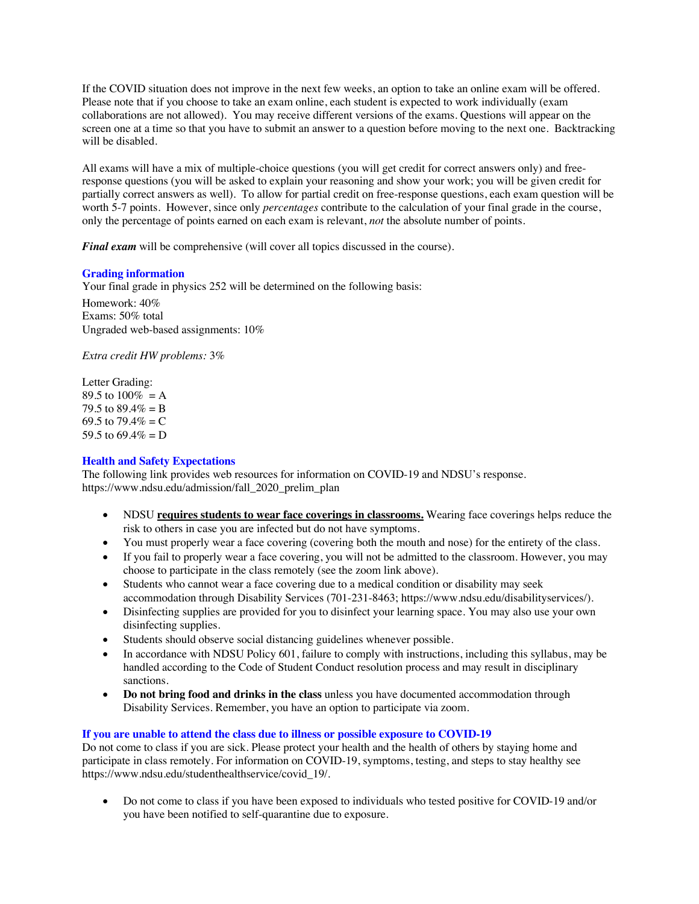If the COVID situation does not improve in the next few weeks, an option to take an online exam will be offered. Please note that if you choose to take an exam online, each student is expected to work individually (exam collaborations are not allowed). You may receive different versions of the exams. Questions will appear on the screen one at a time so that you have to submit an answer to a question before moving to the next one. Backtracking will be disabled.

All exams will have a mix of multiple-choice questions (you will get credit for correct answers only) and free-response questions (you will be asked to explain your reasoning and show your work; you will be given credit for partially correct answers as well). To allow for partial credit on free-response questions, each exam question will be worth 5-7 points. However, since only *percentages* contribute to the calculation of your final grade in the course, only the percentage of points earned on each exam is relevant, *not* the absolute number of points.

***Final exam*** will be comprehensive (will cover all topics discussed in the course).

### Grading information

Your final grade in physics 252 will be determined on the following basis:

Homework: 40%
Exams: 50% total
Ungraded web-based assignments: 10%

*Extra credit HW problems:* 3%

Letter Grading:
89.5 to 100% = A
79.5 to 89.4% = B
69.5 to 79.4% = C
59.5 to 69.4% = D

### Health and Safety Expectations

The following link provides web resources for information on COVID-19 and NDSU's response.
https://www.ndsu.edu/admission/fall_2020_prelim_plan

- NDSU **requires students to wear face coverings in classrooms.** Wearing face coverings helps reduce the risk to others in case you are infected but do not have symptoms.
- You must properly wear a face covering (covering both the mouth and nose) for the entirety of the class.
- If you fail to properly wear a face covering, you will not be admitted to the classroom. However, you may choose to participate in the class remotely (see the zoom link above).
- Students who cannot wear a face covering due to a medical condition or disability may seek accommodation through Disability Services (701-231-8463; https://www.ndsu.edu/disabilityservices/).
- Disinfecting supplies are provided for you to disinfect your learning space. You may also use your own disinfecting supplies.
- Students should observe social distancing guidelines whenever possible.
- In accordance with NDSU Policy 601, failure to comply with instructions, including this syllabus, may be handled according to the Code of Student Conduct resolution process and may result in disciplinary sanctions.
- **Do not bring food and drinks in the class** unless you have documented accommodation through Disability Services. Remember, you have an option to participate via zoom.

### If you are unable to attend the class due to illness or possible exposure to COVID-19

Do not come to class if you are sick. Please protect your health and the health of others by staying home and participate in class remotely. For information on COVID-19, symptoms, testing, and steps to stay healthy see https://www.ndsu.edu/studenthealthservice/covid_19/.

- Do not come to class if you have been exposed to individuals who tested positive for COVID-19 and/or you have been notified to self-quarantine due to exposure.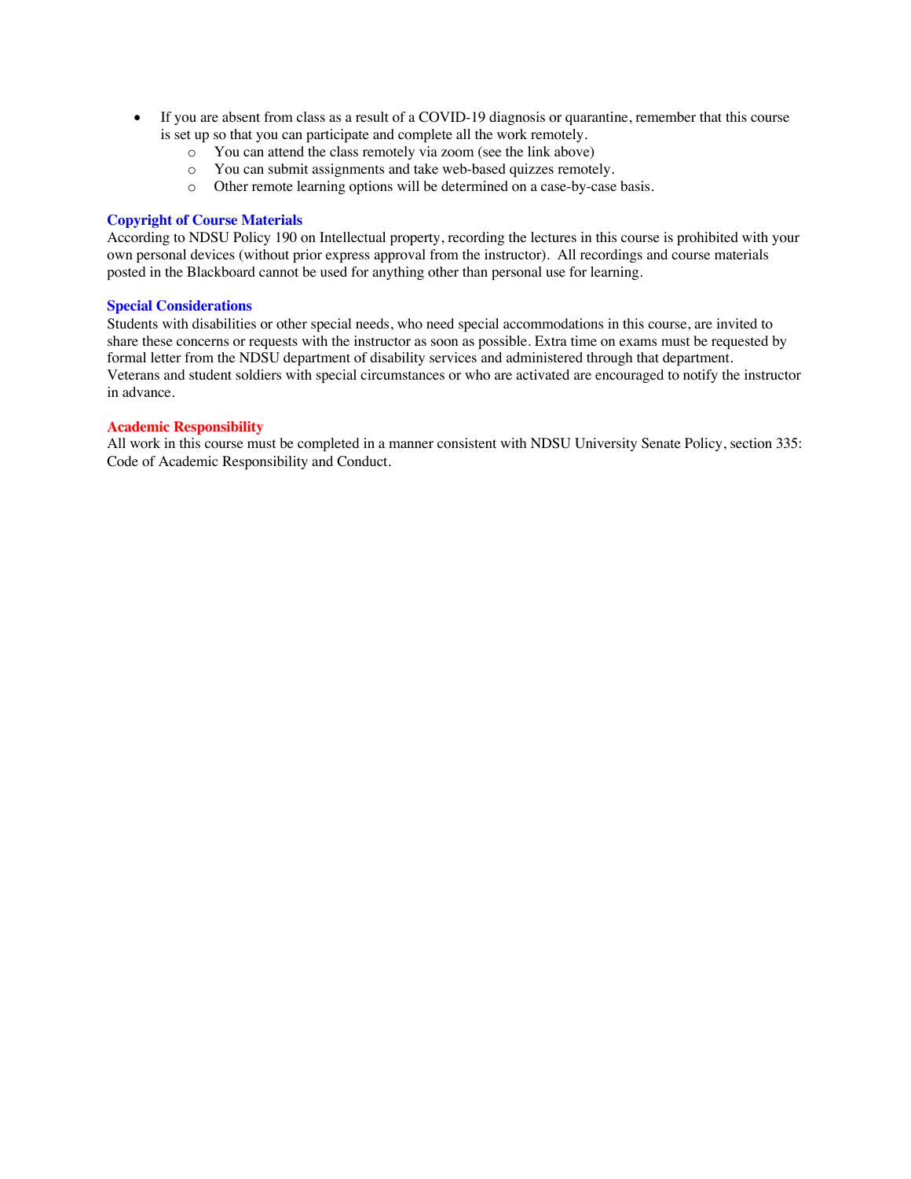- If you are absent from class as a result of a COVID-19 diagnosis or quarantine, remember that this course is set up so that you can participate and complete all the work remotely.
  - You can attend the class remotely via zoom (see the link above)
  - You can submit assignments and take web-based quizzes remotely.
  - Other remote learning options will be determined on a case-by-case basis.

**Copyright of Course Materials**

According to NDSU Policy 190 on Intellectual property, recording the lectures in this course is prohibited with your own personal devices (without prior express approval from the instructor). All recordings and course materials posted in the Blackboard cannot be used for anything other than personal use for learning.

**Special Considerations**

Students with disabilities or other special needs, who need special accommodations in this course, are invited to share these concerns or requests with the instructor as soon as possible. Extra time on exams must be requested by formal letter from the NDSU department of disability services and administered through that department.
Veterans and student soldiers with special circumstances or who are activated are encouraged to notify the instructor in advance.

**Academic Responsibility**

All work in this course must be completed in a manner consistent with NDSU University Senate Policy, section 335: Code of Academic Responsibility and Conduct.